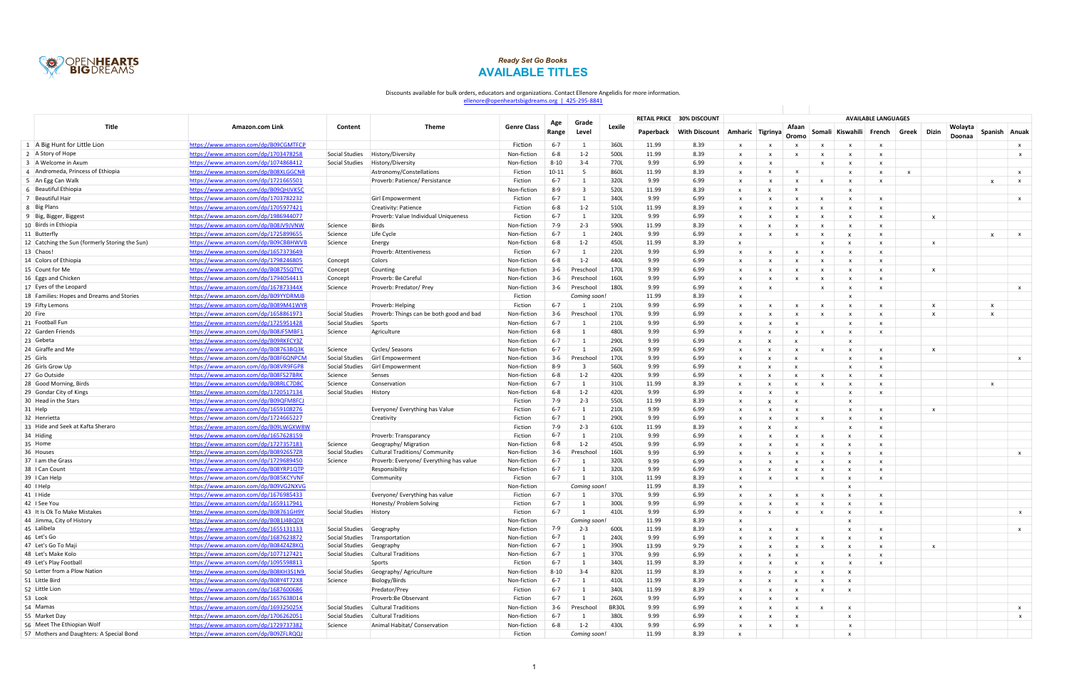*Ready Set Go Books*

# AVAILABLE TITLES

Discounts available for bulk orders, educators and organizations. Contact Ellenore Angelidis for more information.
ellenore@openheartsbigdreams.org | 425-295-8841

| | Title | Amazon.com Link | Content | Theme | Genre Class | Age Range | Grade Level | Lexile | RETAIL PRICE | 30% DISCOUNT | AVAILABLE LANGUAGES | | | | | | | | | | |
|---|---|---|---|---|---|---|---|---|---|---|---|---|---|---|---|---|---|---|---|---|---|
| | | | | | | | | | Paperback | With Discount | Amharic | Tigrinya | Afaan Oromo | Somali | Kiswahili | French | Greek | Dizin | Wolayta Doonaa | Spanish | Anuak |
| 1 | A Big Hunt for Little Lion | https://www.amazon.com/dp/B09CGMTFCP | | | Fiction | 6-7 | 1 | 360L | 11.99 | 8.39 | x | x | x | x | x | x | | | | | x |
| 2 | A Story of Hope | https://www.amazon.com/dp/1703478258 | Social Studies | History/Diversity | Non-fiction | 6-8 | 1-2 | 500L | 11.99 | 8.39 | x | x | x | x | x | x | | | | | x |
| 3 | A Welcome in Axum | https://www.amazon.com/dp/1074868412 | Social Studies | History/Diversity | Non-fiction | 8-10 | 3-4 | 770L | 9.99 | 6.99 | x | x | | x | x | x | | | | | |
| 4 | Andromeda, Princess of Ethiopia | https://www.amazon.com/dp/B08XLGGCNR | | Astronomy/Constellations | Fiction | 10-11 | 5 | 860L | 11.99 | 8.39 | x | x | x | | x | x | x | | | | x |
| 5 | An Egg Can Walk | https://www.amazon.com/dp/1721665501 | | Proverb: Patience/ Persistance | Fiction | 6-7 | 1 | 320L | 9.99 | 6.99 | x | x | x | x | x | x | | | | x | x |
| 6 | Beautiful Ethiopia | https://www.amazon.com/dp/B09QHJVKSC | | | Non-fiction | 8-9 | 3 | 520L | 11.99 | 8.39 | x | x | x | | x | | | | | | |
| 7 | Beautiful Hair | https://www.amazon.com/dp/1703782232 | | Girl Empowerment | Fiction | 6-7 | 1 | 340L | 9.99 | 6.99 | x | x | x | x | x | x | | | | | x |
| 8 | Big Plans | https://www.amazon.com/dp/1705977421 | | Creativity: Patience | Fiction | 6-8 | 1-2 | 510L | 11.99 | 8.39 | x | x | x | x | x | x | | | | | |
| 9 | Big, Bigger, Biggest | https://www.amazon.com/dp/1986944077 | | Proverb: Value Individual Uniqueness | Fiction | 6-7 | 1 | 320L | 9.99 | 6.99 | x | x | x | x | x | x | | x | | | |
| 10 | Birds in Ethiopia | https://www.amazon.com/dp/B08JV9JVNW | Science | Birds | Non-fiction | 7-9 | 2-3 | 590L | 11.99 | 8.39 | x | x | x | x | x | x | | | | | |
| 11 | Butterfly | https://www.amazon.com/dp/1725899655 | Science | Life Cycle | Non-fiction | 6-7 | 1 | 240L | 9.99 | 6.99 | x | x | x | x | x | x | | | | x | x |
| 12 | Catching the Sun (formerly Storing the Sun) | https://www.amazon.com/dp/B09CBBHWVB | Science | Energy | Non-fiction | 6-8 | 1-2 | 450L | 11.99 | 8.39 | x | | | x | x | x | | x | | | |
| 13 | Chaos! | https://www.amazon.com/dp/1657373649 | | Proverb: Attentiveness | Fiction | 6-7 | 1 | 220L | 9.99 | 6.99 | x | x | x | x | x | x | | | | | |
| 14 | Colors of Ethiopia | https://www.amazon.com/dp/1798246805 | Concept | Colors | Non-fiction | 6-8 | 1-2 | 440L | 9.99 | 6.99 | x | x | x | x | x | x | | | | | |
| 15 | Count for Me | https://www.amazon.com/dp/B0875SQTYC | Concept | Counting | Non-fiction | 3-6 | Preschool | 170L | 9.99 | 6.99 | x | x | x | x | x | x | | x | | | |
| 16 | Eggs and Chicken | https://www.amazon.com/dp/1794054413 | Concept | Proverb: Be Careful | Non-fiction | 3-6 | Preschool | 160L | 9.99 | 6.99 | x | x | x | x | x | x | | | | | |
| 17 | Eyes of the Leopard | https://www.amazon.com/dp/167873344X | Science | Proverb: Predator/ Prey | Non-fiction | 3-6 | Preschool | 180L | 9.99 | 6.99 | x | x | | x | x | x | | | | | x |
| 18 | Families: Hopes and Dreams and Stories | https://www.amazon.com/dp/B09YYDRMJB | | | Fiction | | *Coming soon!* | | 11.99 | 8.39 | x | | | | x | | | | | | |
| 19 | Fifty Lemons | https://www.amazon.com/dp/B089M41WYR | | Proverb: Helping | Fiction | 6-7 | 1 | 210L | 9.99 | 6.99 | x | x | x | x | x | x | | x | | x | |
| 20 | Fire | https://www.amazon.com/dp/1658861973 | Social Studies | Proverb: Things can be both good and bad | Non-fiction | 3-6 | Preschool | 170L | 9.99 | 6.99 | x | x | x | x | x | x | | x | | x | |
| 21 | Football Fun | https://www.amazon.com/dp/1725951428 | Social Studies | Sports | Non-fiction | 6-7 | 1 | 210L | 9.99 | 6.99 | x | x | x | | x | x | | | | | |
| 22 | Garden Friends | https://www.amazon.com/dp/B08JF5MBF1 | Science | Agriculture | Non-fiction | 6-8 | 1 | 480L | 9.99 | 6.99 | x | x | x | x | x | x | | | | | |
| 23 | Gebeta | https://www.amazon.com/dp/B09RKFCY3Z | | | Non-fiction | 6-7 | 1 | 290L | 9.99 | 6.99 | x | x | x | | x | | | | | | |
| 24 | Giraffe and Me | https://www.amazon.com/dp/B08763BQ3K | Science | Cycles/ Seasons | Non-fiction | 6-7 | 1 | 260L | 9.99 | 6.99 | x | x | x | x | x | x | | x | | | |
| 25 | Girls | https://www.amazon.com/dp/B08F6QNPCM | Social Studies | Girl Empowerment | Non-fiction | 3-6 | Preschool | 170L | 9.99 | 6.99 | x | x | x | | x | x | | | | | x |
| 26 | Girls Grow Up | https://www.amazon.com/dp/B08VR9FGP8 | Social Studies | Girl Empowerment | Non-fiction | 8-9 | 3 | 560L | 9.99 | 6.99 | x | x | x | | x | x | | | | | |
| 27 | Go Outside | https://www.amazon.com/dp/B08FS27BRK | Science | Senses | Non-fiction | 6-8 | 1-2 | 420L | 9.99 | 6.99 | x | x | x | x | x | x | | | | | |
| 28 | Good Morning, Birds | https://www.amazon.com/dp/B08RLC7D8C | Science | Conservation | Non-fiction | 6-7 | 1 | 310L | 11.99 | 8.39 | x | x | x | x | x | x | | | | x | |
| 29 | Gondar City of Kings | https://www.amazon.com/dp/1720517134 | Social Studies | History | Non-fiction | 6-8 | 1-2 | 420L | 9.99 | 6.99 | x | x | x | | x | x | | | | | |
| 30 | Head in the Stars | https://www.amazon.com/dp/B09QFM8FCJ | | | Fiction | 7-9 | 2-3 | 550L | 11.99 | 8.39 | x | x | x | | x | | | | | | |
| 31 | Help | https://www.amazon.com/dp/1659108276 | | Everyone/ Everything has Value | Fiction | 6-7 | 1 | 210L | 9.99 | 6.99 | x | x | x | | x | x | | x | | | |
| 32 | Henrietta | https://www.amazon.com/dp/1724665227 | | Creativity | Fiction | 6-7 | 1 | 290L | 9.99 | 6.99 | x | x | x | x | x | x | | | | | |
| 33 | Hide and Seek at Kafta Sheraro | https://www.amazon.com/dp/B09LWGXW8W | | | Fiction | 7-9 | 2-3 | 610L | 11.99 | 8.39 | x | x | x | | x | x | | | | | |
| 34 | Hiding | https://www.amazon.com/dp/1657628159 | | Proverb: Transparancy | Fiction | 6-7 | 1 | 210L | 9.99 | 6.99 | x | x | x | x | x | x | | | | | |
| 35 | Home | https://www.amazon.com/dp/1727357183 | Science | Geography/ Migration | Non-fiction | 6-8 | 1-2 | 450L | 9.99 | 6.99 | x | x | x | x | x | x | | | | | |
| 36 | Houses | https://www.amazon.com/dp/B08926572R | Social Studies | Cultural Traditions/ Community | Non-fiction | 3-6 | Preschool | 160L | 9.99 | 6.99 | x | x | x | x | x | x | | | | | x |
| 37 | I am the Grass | https://www.amazon.com/dp/1729689450 | Science | Proverb: Everyone/ Everything has value | Non-fiction | 6-7 | 1 | 320L | 9.99 | 6.99 | x | x | x | x | x | x | | | | | |
| 38 | I Can Count | https://www.amazon.com/dp/B08YRP1QTP | | Responsibility | Non-fiction | 6-7 | 1 | 320L | 9.99 | 6.99 | x | x | x | x | x | x | | | | | |
| 39 | I Can Help | https://www.amazon.com/dp/B085KCYVNF | | Community | Fiction | 6-7 | 1 | 310L | 11.99 | 8.39 | x | x | x | x | x | x | | | | | |
| 40 | I Help | https://www.amazon.com/dp/B09VG2NXVG | | | Non-fiction | | *Coming soon!* | | 11.99 | 8.39 | x | | | | x | | | | | | |
| 41 | I Hide | https://www.amazon.com/dp/1676985433 | | Everyone/ Everything has value | Fiction | 6-7 | 1 | 370L | 9.99 | 6.99 | x | x | x | x | x | x | | | | | |
| 42 | I See You | https://www.amazon.com/dp/1659117941 | | Honesty/ Problem Solving | Fiction | 6-7 | 1 | 300L | 9.99 | 6.99 | x | x | x | x | x | x | | | | | |
| 43 | It Is Ok To Make Mistakes | https://www.amazon.com/dp/B08761GH9Y | Social Studies | History | Fiction | 6-7 | 1 | 410L | 9.99 | 6.99 | x | x | x | x | x | x | | | | | x |
| 44 | Jimma, City of History | https://www.amazon.com/dp/B081J4BQDX | | | Non-fiction | | *Coming soon!* | | 11.99 | 8.39 | x | | | | x | | | | | | |
| 45 | Lalibela | https://www.amazon.com/dp/1655131133 | Social Studies | Geography | Non-fiction | 7-9 | 2-3 | 600L | 11.99 | 8.39 | x | x | x | | x | x | | | | | x |
| 46 | Let's Go | https://www.amazon.com/dp/1687623872 | Social Studies | Transportation | Non-fiction | 6-7 | 1 | 240L | 9.99 | 6.99 | x | x | x | x | x | x | | | | | |
| 47 | Let's Go To Maji | https://www.amazon.com/dp/B0842428KQ | Social Studies | Geography | Non-fiction | 6-7 | 1 | 390L | 13.99 | 9.79 | x | x | x | x | x | x | | x | | | |
| 48 | Let's Make Kolo | https://www.amazon.com/dp/1077127421 | Social Studies | Cultural Traditions | Non-fiction | 6-7 | 1 | 370L | 9.99 | 6.99 | x | x | x | | x | x | | | | | |
| 49 | Let's Play Football | https://www.amazon.com/dp/1095598813 | | Sports | Fiction | 6-7 | 1 | 340L | 11.99 | 8.39 | x | x | x | x | x | x | | | | | |
| 50 | Letter from a Plow Nation | https://www.amazon.com/dp/B08KH3S1N9 | Social Studies | Geography/ Agriculture | Non-fiction | 8-10 | 3-4 | 820L | 11.99 | 8.39 | x | x | x | x | x | | | | | | |
| 51 | Little Bird | https://www.amazon.com/dp/B08Y4T72X8 | Science | Biology/Birds | Non-fiction | 6-7 | 1 | 410L | 11.99 | 8.39 | x | x | x | x | x | | | | | | |
| 52 | Little Lion | https://www.amazon.com/dp/1687600686 | | Predator/Prey | Fiction | 6-7 | 1 | 340L | 11.99 | 8.39 | x | x | x | x | x | | | | | | |
| 53 | Look | https://www.amazon.com/dp/1657638014 | | Proverb:Be Observant | Fiction | 6-7 | 1 | 260L | 9.99 | 6.99 | x | x | x | | | | | | | | |
| 54 | Mamas | https://www.amazon.com/dp/169325025X | Social Studies | Cultural Traditions | Non-fiction | 3-6 | Preschool | BR30L | 9.99 | 6.99 | x | x | x | x | x | | | | | | x |
| 55 | Market Day | https://www.amazon.com/dp/1706262051 | Social Studies | Cultural Traditions | Non-fiction | 6-7 | 1 | 380L | 9.99 | 6.99 | x | x | x | | x | | | | | | x |
| 56 | Meet The Ethiopian Wolf | https://www.amazon.com/dp/1729737382 | Science | Animal Habitat/ Conservation | Non-fiction | 6-8 | 1-2 | 430L | 9.99 | 6.99 | x | x | x | | x | | | | | | |
| 57 | Mothers and Daughters: A Special Bond | https://www.amazon.com/dp/B09ZFLRQQJ | | | Fiction | | *Coming soon!* | | 11.99 | 8.39 | x | | | | x | | | | | | |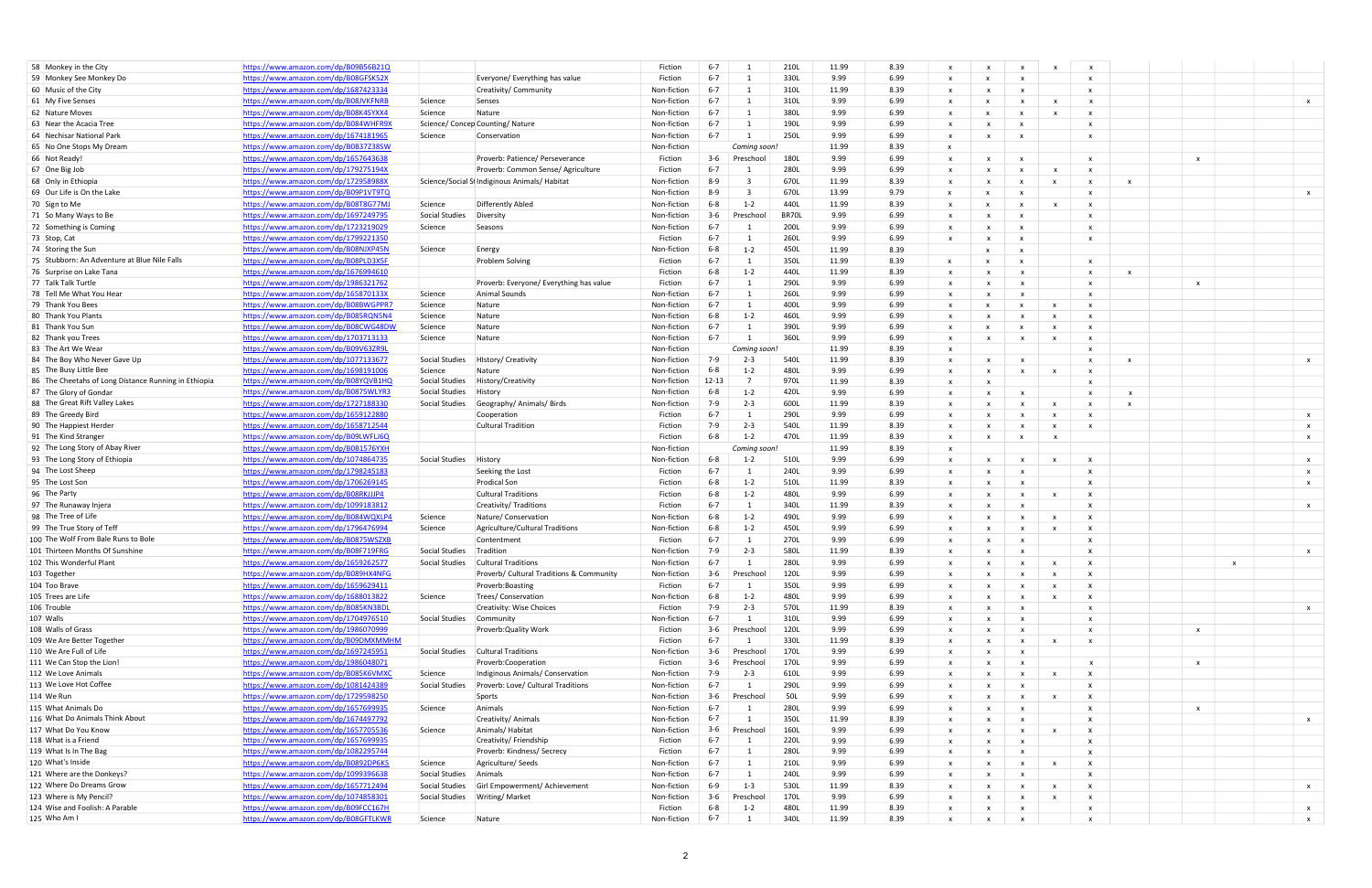| | | | | | | | | | | | | | | | | | | | | | |
|---|---|---|---|---|---|---|---|---|---|---|---|---|---|---|---|---|---|---|---|---|---|
| 58 | Monkey in the City | https://www.amazon.com/dp/B09B56B21Q | | | Fiction | 6-7 | 1 | 210L | 11.99 | 8.39 | x | x | x | x | x | | | | | | |
| 59 | Monkey See Monkey Do | https://www.amazon.com/dp/B08GFSK52X | | Everyone/ Everything has value | Fiction | 6-7 | 1 | 330L | 9.99 | 6.99 | x | x | x | | x | | | | | | |
| 60 | Music of the City | https://www.amazon.com/dp/1687423334 | | Creativity/ Community | Non-fiction | 6-7 | 1 | 310L | 11.99 | 8.39 | x | x | x | | x | | | | | | |
| 61 | My Five Senses | https://www.amazon.com/dp/B08JVKFNRB | Science | Senses | Non-fiction | 6-7 | 1 | 310L | 9.99 | 6.99 | x | x | x | x | x | | | | | | x |
| 62 | Nature Moves | https://www.amazon.com/dp/B08K4SYXX4 | Science | Nature | Non-fiction | 6-7 | 1 | 380L | 9.99 | 6.99 | x | x | x | x | x | | | | | | |
| 63 | Near the Acacia Tree | https://www.amazon.com/dp/B084WHFR9X | Science/ Concept | Counting/ Nature | Non-fiction | 6-7 | 1 | 190L | 9.99 | 6.99 | x | x | x | | x | | | | | | |
| 64 | Nechisar National Park | https://www.amazon.com/dp/1674181965 | Science | Conservation | Non-fiction | 6-7 | 1 | 250L | 9.99 | 6.99 | x | x | x | | x | | | | | | |
| 65 | No One Stops My Dream | https://www.amazon.com/dp/B0B37Z38SW | | | Non-fiction | | Coming soon! | | 11.99 | 8.39 | x | | | | | | | | | | |
| 66 | Not Ready! | https://www.amazon.com/dp/1657643638 | | Proverb: Patience/ Perseverance | Fiction | 3-6 | Preschool | 180L | 9.99 | 6.99 | x | x | x | | x | | | x | | | |
| 67 | One Big Job | https://www.amazon.com/dp/179275194X | | Proverb: Common Sense/ Agriculture | Fiction | 6-7 | 1 | 280L | 9.99 | 6.99 | x | x | x | x | x | | | | | | |
| 68 | Only in Ethiopia | https://www.amazon.com/dp/172958988X | Science/Social St | Indiginous Animals/ Habitat | Non-fiction | 8-9 | 3 | 670L | 11.99 | 8.39 | x | x | x | x | x | x | | | | | |
| 69 | Our Life is On the Lake | https://www.amazon.com/dp/B09P1VT9TQ | | | Non-fiction | 8-9 | 3 | 670L | 13.99 | 9.79 | x | x | x | | x | | | | | | x |
| 70 | Sign to Me | https://www.amazon.com/dp/B08T8G77MJ | Science | Differently Abled | Non-fiction | 6-8 | 1-2 | 440L | 11.99 | 8.39 | x | x | x | x | x | | | | | | |
| 71 | So Many Ways to Be | https://www.amazon.com/dp/1697249795 | Social Studies | Diversity | Non-fiction | 3-6 | Preschool | BR70L | 9.99 | 6.99 | x | x | x | | x | | | | | | |
| 72 | Something is Coming | https://www.amazon.com/dp/1723219029 | Science | Seasons | Non-fiction | 6-7 | 1 | 200L | 9.99 | 6.99 | x | x | x | | x | | | | | | |
| 73 | Stop, Cat | https://www.amazon.com/dp/1799221350 | | | Fiction | 6-7 | 1 | 260L | 9.99 | 6.99 | x | x | x | | x | | | | | | |
| 74 | Storing the Sun | https://www.amazon.com/dp/B08NJXP45N | Science | Energy | Non-fiction | 6-8 | 1-2 | 450L | 11.99 | 8.39 | | x | x | | | | | | | | |
| 75 | Stubborn: An Adventure at Blue Nile Falls | https://www.amazon.com/dp/B08PLD3X5F | | Problem Solving | Fiction | 6-7 | 1 | 350L | 11.99 | 8.39 | x | x | x | | x | | | | | | |
| 76 | Surprise on Lake Tana | https://www.amazon.com/dp/1676994610 | | | Fiction | 6-8 | 1-2 | 440L | 11.99 | 8.39 | x | x | x | | x | x | | | | | |
| 77 | Talk Talk Turtle | https://www.amazon.com/dp/1986321762 | | Proverb: Everyone/ Everything has value | Fiction | 6-7 | 1 | 290L | 9.99 | 6.99 | x | x | x | | x | | | x | | | |
| 78 | Tell Me What You Hear | https://www.amazon.com/dp/165870133X | Science | Animal Sounds | Non-fiction | 6-7 | 1 | 260L | 9.99 | 6.99 | x | x | x | | x | | | | | | |
| 79 | Thank You Bees | https://www.amazon.com/dp/B08BWGPPR7 | Science | Nature | Non-fiction | 6-7 | 1 | 400L | 9.99 | 6.99 | x | x | x | x | x | | | | | | |
| 80 | Thank You Plants | https://www.amazon.com/dp/B085RQNSN4 | Science | Nature | Non-fiction | 6-8 | 1-2 | 460L | 9.99 | 6.99 | x | x | x | x | x | | | | | | |
| 81 | Thank You Sun | https://www.amazon.com/dp/B08CWG48DW | Science | Nature | Non-fiction | 6-7 | 1 | 390L | 9.99 | 6.99 | x | x | x | x | x | | | | | | |
| 82 | Thank you Trees | https://www.amazon.com/dp/1703713133 | Science | Nature | Non-fiction | 6-7 | 1 | 360L | 9.99 | 6.99 | x | x | x | x | x | | | | | | |
| 83 | The Art We Wear | https://www.amazon.com/dp/B09V63Z89L | | | Non-fiction | | Coming soon! | | 11.99 | 8.39 | x | | | | x | | | | | | |
| 84 | The Boy Who Never Gave Up | https://www.amazon.com/dp/1077133677 | Social Studies | HIstory/ Creativity | Non-fiction | 7-9 | 2-3 | 540L | 11.99 | 8.39 | x | x | x | | x | x | | | | | x |
| 85 | The Busy Little Bee | https://www.amazon.com/dp/1698191006 | Science | Nature | Non-fiction | 6-8 | 1-2 | 480L | 9.99 | 6.99 | x | x | x | x | x | | | | | | |
| 86 | The Cheetahs of Long Distance Running in Ethiopia | https://www.amazon.com/dp/B08YQVB1HQ | Social Studies | History/Creativity | Non-fiction | 12-13 | 7 | 970L | 11.99 | 8.39 | x | x | | | x | | | | | | |
| 87 | The Glory of Gondar | https://www.amazon.com/dp/B0875WLYR3 | Social Studies | History | Non-fiction | 6-8 | 1-2 | 420L | 9.99 | 6.99 | x | x | x | | x | x | | | | | |
| 88 | The Great Rift Valley Lakes | https://www.amazon.com/dp/1727188330 | Social Studies | Geography/ Animals/ Birds | Non-fiction | 7-9 | 2-3 | 600L | 11.99 | 8.39 | x | x | x | x | x | x | | | | | |
| 89 | The Greedy Bird | https://www.amazon.com/dp/1659122880 | | Cooperation | Fiction | 6-7 | 1 | 290L | 9.99 | 6.99 | x | x | x | x | x | | | | | | x |
| 90 | The Happiest Herder | https://www.amazon.com/dp/1658712544 | | Cultural Tradition | Fiction | 7-9 | 2-3 | 540L | 11.99 | 8.39 | x | x | x | x | x | | | | | | x |
| 91 | The Kind Stranger | https://www.amazon.com/dp/B09LWFLJ6Q | | | Fiction | 6-8 | 1-2 | 470L | 11.99 | 8.39 | x | x | x | x | | | | | | | x |
| 92 | The Long Story of Abay River | https://www.amazon.com/dp/B0B1576YXH | | | Non-fiction | | Coming soon! | | 11.99 | 8.39 | x | | | | | | | | | | |
| 93 | The Long Story of Ethiopia | https://www.amazon.com/dp/1074864735 | Social Studies | History | Non-fiction | 6-8 | 1-2 | 510L | 9.99 | 6.99 | x | x | x | x | x | | | | | | x |
| 94 | The Lost Sheep | https://www.amazon.com/dp/1798245183 | | Seeking the Lost | Fiction | 6-7 | 1 | 240L | 9.99 | 6.99 | x | x | x | | x | | | | | | x |
| 95 | The Lost Son | https://www.amazon.com/dp/1706269145 | | Prodical Son | Fiction | 6-8 | 1-2 | 510L | 11.99 | 8.39 | x | x | x | | x | | | | | | x |
| 96 | The Party | https://www.amazon.com/dp/B08RKJJJP4 | | Cultural Traditions | Fiction | 6-8 | 1-2 | 480L | 9.99 | 6.99 | x | x | x | x | x | | | | | | |
| 97 | The Runaway Injera | https://www.amazon.com/dp/1099183812 | | Creativity/ Traditions | Fiction | 6-7 | 1 | 340L | 11.99 | 8.39 | x | x | x | | x | | | | | | x |
| 98 | The Tree of Life | https://www.amazon.com/dp/B084WQXLP4 | Science | Nature/ Conservation | Non-fiction | 6-8 | 1-2 | 490L | 9.99 | 6.99 | x | x | x | x | x | | | | | | |
| 99 | The True Story of Teff | https://www.amazon.com/dp/1796476994 | Science | Agriculture/Cultural Traditions | Non-fiction | 6-8 | 1-2 | 450L | 9.99 | 6.99 | x | x | x | x | x | | | | | | |
| 100 | The Wolf From Bale Runs to Bole | https://www.amazon.com/dp/B0875WSZXB | | Contentment | Fiction | 6-7 | 1 | 270L | 9.99 | 6.99 | x | x | x | | x | | | | | | |
| 101 | Thirteen Months Of Sunshine | https://www.amazon.com/dp/B08F719FRG | Social Studies | Tradition | Non-fiction | 7-9 | 2-3 | 580L | 11.99 | 8.39 | x | x | x | | x | | | | | | x |
| 102 | This Wonderful Plant | https://www.amazon.com/dp/1659262577 | Social Studies | Cultural Traditions | Non-fiction | 6-7 | 1 | 280L | 9.99 | 6.99 | x | x | x | x | x | | | | x | | |
| 103 | Together | https://www.amazon.com/dp/B089HX4NFG | | Proverb/ Cultural Traditions & Community | Non-fiction | 3-6 | Preschool | 120L | 9.99 | 6.99 | x | x | x | x | x | | | | | | |
| 104 | Too Brave | https://www.amazon.com/dp/1659629411 | | Proverb:Boasting | Fiction | 6-7 | 1 | 350L | 9.99 | 6.99 | x | x | x | x | x | | | | | | |
| 105 | Trees are Life | https://www.amazon.com/dp/1688013822 | Science | Trees/ Conservation | Non-fiction | 6-8 | 1-2 | 480L | 9.99 | 6.99 | x | x | x | x | x | | | | | | |
| 106 | Trouble | https://www.amazon.com/dp/B085KN3BDL | | Creativity: Wise Choices | Fiction | 7-9 | 2-3 | 570L | 11.99 | 8.39 | x | x | x | | x | | | | | | x |
| 107 | Walls | https://www.amazon.com/dp/1704976510 | Social Studies | Community | Non-fiction | 6-7 | 1 | 310L | 9.99 | 6.99 | x | x | x | | x | | | | | | |
| 108 | Walls of Grass | https://www.amazon.com/dp/1986070999 | | Proverb:Quality Work | Fiction | 3-6 | Preschool | 120L | 9.99 | 6.99 | x | x | x | | x | | | x | | | |
| 109 | We Are Better Together | https://www.amazon.com/dp/B09DMXMMHM | | | Fiction | 6-7 | 1 | 330L | 11.99 | 8.39 | x | x | x | x | x | | | | | | |
| 110 | We Are Full of Life | https://www.amazon.com/dp/1697245951 | Social Studies | Cultural Traditions | Non-fiction | 3-6 | Preschool | 170L | 9.99 | 6.99 | x | x | x | | | | | | | | |
| 111 | We Can Stop the Lion! | https://www.amazon.com/dp/1986048071 | | Proverb:Cooperation | Fiction | 3-6 | Preschool | 170L | 9.99 | 6.99 | x | x | x | | x | | | x | | | |
| 112 | We Love Animals | https://www.amazon.com/dp/B085K6VMXC | Science | Indiginous Animals/ Conservation | Non-fiction | 7-9 | 2-3 | 610L | 9.99 | 6.99 | x | x | x | x | x | | | | | | |
| 113 | We Love Hot Coffee | https://www.amazon.com/dp/1081424389 | Social Studies | Proverb: Love/ Cultural Traditions | Non-fiction | 6-7 | 1 | 290L | 9.99 | 6.99 | x | x | x | | x | | | | | | |
| 114 | We Run | https://www.amazon.com/dp/1729598250 | | Sports | Non-fiction | 3-6 | Preschool | 50L | 9.99 | 6.99 | x | x | x | x | x | | | | | | |
| 115 | What Animals Do | https://www.amazon.com/dp/1657699935 | Science | Animals | Non-fiction | 6-7 | 1 | 280L | 9.99 | 6.99 | x | x | x | | x | | | x | | | |
| 116 | What Do Animals Think About | https://www.amazon.com/dp/1674497792 | | Creativity/ Animals | Non-fiction | 6-7 | 1 | 350L | 11.99 | 8.39 | x | x | x | | x | | | | | | x |
| 117 | What Do You Know | https://www.amazon.com/dp/1657705536 | Science | Animals/ Habitat | Non-fiction | 3-6 | Preschool | 160L | 9.99 | 6.99 | x | x | x | x | x | | | | | | |
| 118 | What is a Friend | https://www.amazon.com/dp/1657699935 | | Creativity/ Friendship | Fiction | 6-7 | 1 | 220L | 9.99 | 6.99 | x | x | x | | x | | | | | | |
| 119 | What Is In The Bag | https://www.amazon.com/dp/1082295744 | | Proverb: Kindness/ Secrecy | Fiction | 6-7 | 1 | 280L | 9.99 | 6.99 | x | x | x | | x | | | | | | |
| 120 | What's Inside | https://www.amazon.com/dp/B0892DP6KS | Science | Agriculture/ Seeds | Non-fiction | 6-7 | 1 | 210L | 9.99 | 6.99 | x | x | x | x | x | | | | | | |
| 121 | Where are the Donkeys? | https://www.amazon.com/dp/1099396638 | Social Studies | Animals | Non-fiction | 6-7 | 1 | 240L | 9.99 | 6.99 | x | x | x | | x | | | | | | |
| 122 | Where Do Dreams Grow | https://www.amazon.com/dp/1657712494 | Social Studies | Girl Empowerment/ Achievement | Non-fiction | 6-9 | 1-3 | 530L | 11.99 | 8.39 | x | x | x | x | x | | | | | | x |
| 123 | Where is My Pencil? | https://www.amazon.com/dp/1074858301 | Social Studies | Writing/ Market | Non-fiction | 3-6 | Preschool | 170L | 9.99 | 6.99 | x | x | x | x | x | | | | | | |
| 124 | Wise and Foolish: A Parable | https://www.amazon.com/dp/B09FCC167H | | | Fiction | 6-8 | 1-2 | 480L | 11.99 | 8.39 | x | x | x | | x | | | | | | x |
| 125 | Who Am I | https://www.amazon.com/dp/B08GFTLKWR | Science | Nature | Non-fiction | 6-7 | 1 | 340L | 11.99 | 8.39 | x | x | x | | x | | | | | | x |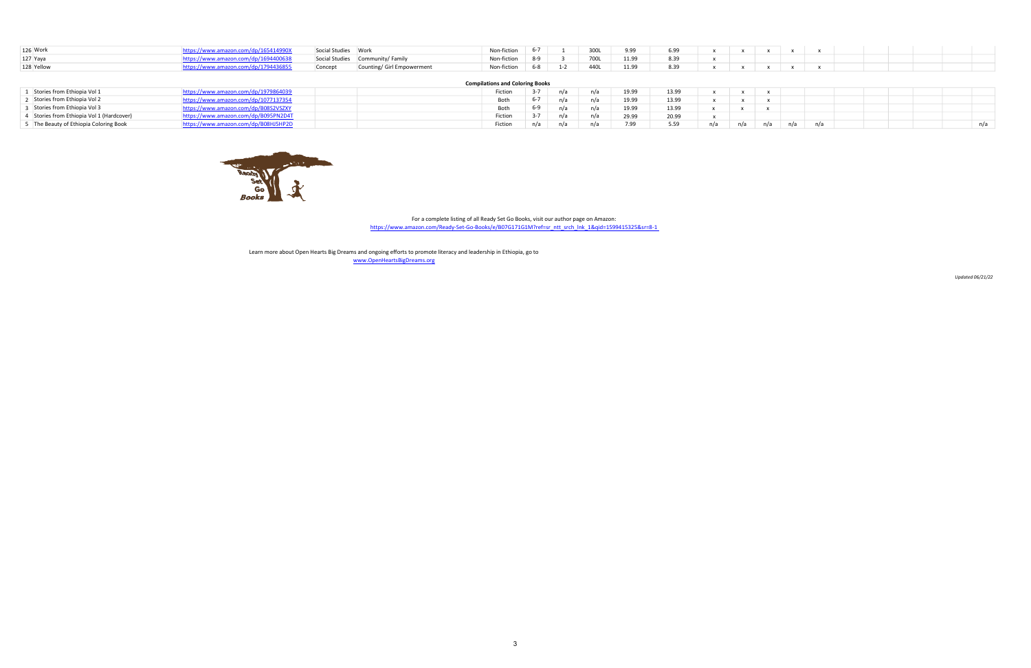| | | | | | | | | | | | | | | | | | | | | |
|---|---|---|---|---|---|---|---|---|---|---|---|---|---|---|---|---|---|---|---|---|
| 126 | Work | https://www.amazon.com/dp/165414990X | Social Studies | Work | Non-fiction | 6-7 | 1 | 300L | 9.99 | 6.99 | x | x | x | x | x | | | | | |
| 127 | Yaya | https://www.amazon.com/dp/1694400638 | Social Studies | Community/ Family | Non-fiction | 8-9 | 3 | 700L | 11.99 | 8.39 | x | | | | | | | | | |
| 128 | Yellow | https://www.amazon.com/dp/1794436855 | Concept | Counting/ Girl Empowerment | Non-fiction | 6-8 | 1-2 | 440L | 11.99 | 8.39 | x | x | x | x | x | | | | | |

**Compilations and Coloring Books**

| | | | | | | | | | | | | | | | | | | | | |
|---|---|---|---|---|---|---|---|---|---|---|---|---|---|---|---|---|---|---|---|---|
| 1 | Stories from Ethiopia Vol 1 | https://www.amazon.com/dp/1979864039 | | | Fiction | 3-7 | n/a | n/a | 19.99 | 13.99 | x | x | x | | | | | | | |
| 2 | Stories from Ethiopia Vol 2 | https://www.amazon.com/dp/1077137354 | | | Both | 6-7 | n/a | n/a | 19.99 | 13.99 | x | x | x | | | | | | | |
| 3 | Stories from Ethiopia Vol 3 | https://www.amazon.com/dp/B08S2VSZXY | | | Both | 6-9 | n/a | n/a | 19.99 | 13.99 | x | x | x | | | | | | | |
| 4 | Stories from Ethiopia Vol 1 (Hardcover) | https://www.amazon.com/dp/B095PN2D4T | | | Fiction | 3-7 | n/a | n/a | 29.99 | 20.99 | x | | | | | | | | | |
| 5 | The Beauty of Ethiopia Coloring Book | https://www.amazon.com/dp/B08HJ5HP2D | | | Fiction | n/a | n/a | n/a | 7.99 | 5.59 | n/a | n/a | n/a | n/a | n/a | | | | | n/a |

For a complete listing of all Ready Set Go Books, visit our author page on Amazon:
https://www.amazon.com/Ready-Set-Go-Books/e/B07G171G1M?ref=sr_ntt_srch_lnk_1&qid=1599415325&sr=8-1

Learn more about Open Hearts Big Dreams and ongoing efforts to promote literacy and leadership in Ethiopia, go to
www.OpenHeartsBigDreams.org

*Updated 06/21/22*